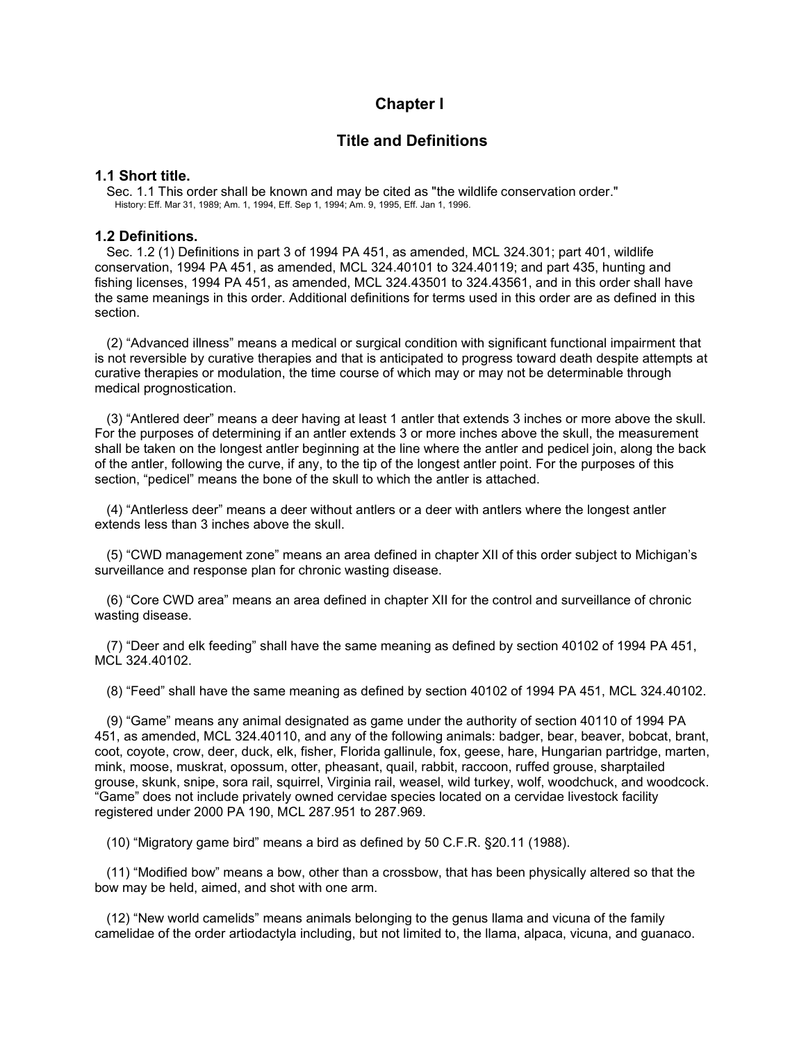# Chapter I

## Title and Definitions

### 1.1 Short title.

Sec. 1.1 This order shall be known and may be cited as "the wildlife conservation order."

History: Eff. Mar 31, 1989; Am. 1, 1994, Eff. Sep 1, 1994; Am. 9, 1995, Eff. Jan 1, 1996.

### 1.2 Definitions.

Sec. 1.2 (1) Definitions in part 3 of 1994 PA 451, as amended, MCL 324.301; part 401, wildlife conservation, 1994 PA 451, as amended, MCL 324.40101 to 324.40119; and part 435, hunting and fishing licenses, 1994 PA 451, as amended, MCL 324.43501 to 324.43561, and in this order shall have the same meanings in this order. Additional definitions for terms used in this order are as defined in this section.

(2) “Advanced illness” means a medical or surgical condition with significant functional impairment that is not reversible by curative therapies and that is anticipated to progress toward death despite attempts at curative therapies or modulation, the time course of which may or may not be determinable through medical prognostication.

(3) “Antlered deer” means a deer having at least 1 antler that extends 3 inches or more above the skull. For the purposes of determining if an antler extends 3 or more inches above the skull, the measurement shall be taken on the longest antler beginning at the line where the antler and pedicel join, along the back of the antler, following the curve, if any, to the tip of the longest antler point. For the purposes of this section, “pedicel” means the bone of the skull to which the antler is attached.

(4) “Antlerless deer” means a deer without antlers or a deer with antlers where the longest antler extends less than 3 inches above the skull.

(5) “CWD management zone” means an area defined in chapter XII of this order subject to Michigan’s surveillance and response plan for chronic wasting disease.

(6) “Core CWD area” means an area defined in chapter XII for the control and surveillance of chronic wasting disease.

(7) “Deer and elk feeding” shall have the same meaning as defined by section 40102 of 1994 PA 451, MCL 324.40102.

(8) “Feed” shall have the same meaning as defined by section 40102 of 1994 PA 451, MCL 324.40102.

(9) “Game” means any animal designated as game under the authority of section 40110 of 1994 PA 451, as amended, MCL 324.40110, and any of the following animals: badger, bear, beaver, bobcat, brant, coot, coyote, crow, deer, duck, elk, fisher, Florida gallinule, fox, geese, hare, Hungarian partridge, marten, mink, moose, muskrat, opossum, otter, pheasant, quail, rabbit, raccoon, ruffed grouse, sharptailed grouse, skunk, snipe, sora rail, squirrel, Virginia rail, weasel, wild turkey, wolf, woodchuck, and woodcock. “Game” does not include privately owned cervidae species located on a cervidae livestock facility registered under 2000 PA 190, MCL 287.951 to 287.969.

(10) “Migratory game bird” means a bird as defined by 50 C.F.R. §20.11 (1988).

(11) “Modified bow” means a bow, other than a crossbow, that has been physically altered so that the bow may be held, aimed, and shot with one arm.

(12) “New world camelids” means animals belonging to the genus llama and vicuna of the family camelidae of the order artiodactyla including, but not limited to, the llama, alpaca, vicuna, and guanaco.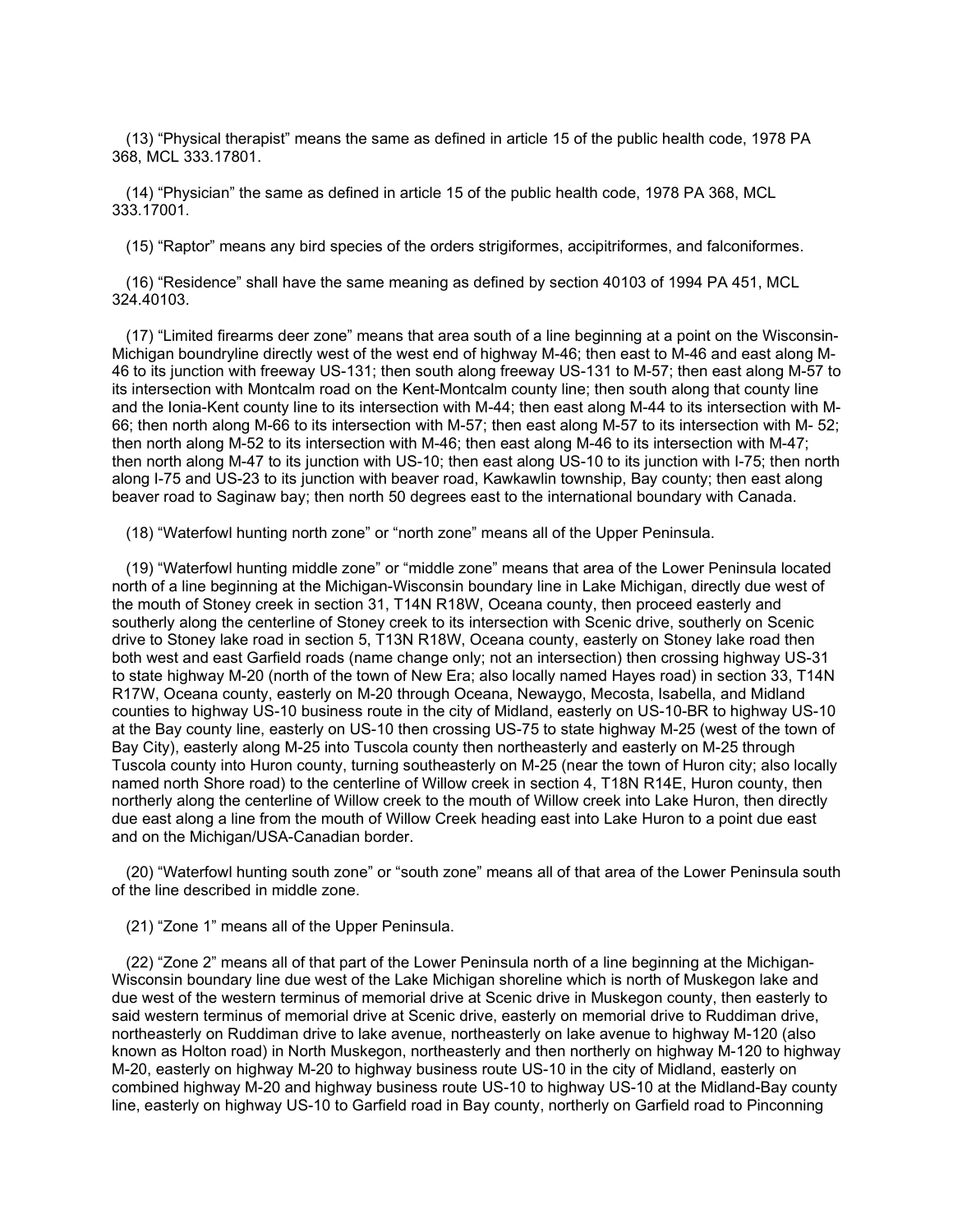(13) “Physical therapist” means the same as defined in article 15 of the public health code, 1978 PA 368, MCL 333.17801.

(14) “Physician” the same as defined in article 15 of the public health code, 1978 PA 368, MCL 333.17001.

(15) “Raptor” means any bird species of the orders strigiformes, accipitriformes, and falconiformes.

(16) “Residence” shall have the same meaning as defined by section 40103 of 1994 PA 451, MCL 324.40103.

(17) “Limited firearms deer zone” means that area south of a line beginning at a point on the Wisconsin-Michigan boundryline directly west of the west end of highway M-46; then east to M-46 and east along M-46 to its junction with freeway US-131; then south along freeway US-131 to M-57; then east along M-57 to its intersection with Montcalm road on the Kent-Montcalm county line; then south along that county line and the Ionia-Kent county line to its intersection with M-44; then east along M-44 to its intersection with M-66; then north along M-66 to its intersection with M-57; then east along M-57 to its intersection with M- 52; then north along M-52 to its intersection with M-46; then east along M-46 to its intersection with M-47; then north along M-47 to its junction with US-10; then east along US-10 to its junction with I-75; then north along I-75 and US-23 to its junction with beaver road, Kawkawlin township, Bay county; then east along beaver road to Saginaw bay; then north 50 degrees east to the international boundary with Canada.

(18) “Waterfowl hunting north zone” or “north zone” means all of the Upper Peninsula.

(19) “Waterfowl hunting middle zone” or “middle zone” means that area of the Lower Peninsula located north of a line beginning at the Michigan-Wisconsin boundary line in Lake Michigan, directly due west of the mouth of Stoney creek in section 31, T14N R18W, Oceana county, then proceed easterly and southerly along the centerline of Stoney creek to its intersection with Scenic drive, southerly on Scenic drive to Stoney lake road in section 5, T13N R18W, Oceana county, easterly on Stoney lake road then both west and east Garfield roads (name change only; not an intersection) then crossing highway US-31 to state highway M-20 (north of the town of New Era; also locally named Hayes road) in section 33, T14N R17W, Oceana county, easterly on M-20 through Oceana, Newaygo, Mecosta, Isabella, and Midland counties to highway US-10 business route in the city of Midland, easterly on US-10-BR to highway US-10 at the Bay county line, easterly on US-10 then crossing US-75 to state highway M-25 (west of the town of Bay City), easterly along M-25 into Tuscola county then northeasterly and easterly on M-25 through Tuscola county into Huron county, turning southeasterly on M-25 (near the town of Huron city; also locally named north Shore road) to the centerline of Willow creek in section 4, T18N R14E, Huron county, then northerly along the centerline of Willow creek to the mouth of Willow creek into Lake Huron, then directly due east along a line from the mouth of Willow Creek heading east into Lake Huron to a point due east and on the Michigan/USA-Canadian border.

(20) “Waterfowl hunting south zone” or “south zone” means all of that area of the Lower Peninsula south of the line described in middle zone.

(21) “Zone 1” means all of the Upper Peninsula.

(22) “Zone 2” means all of that part of the Lower Peninsula north of a line beginning at the Michigan-Wisconsin boundary line due west of the Lake Michigan shoreline which is north of Muskegon lake and due west of the western terminus of memorial drive at Scenic drive in Muskegon county, then easterly to said western terminus of memorial drive at Scenic drive, easterly on memorial drive to Ruddiman drive, northeasterly on Ruddiman drive to lake avenue, northeasterly on lake avenue to highway M-120 (also known as Holton road) in North Muskegon, northeasterly and then northerly on highway M-120 to highway M-20, easterly on highway M-20 to highway business route US-10 in the city of Midland, easterly on combined highway M-20 and highway business route US-10 to highway US-10 at the Midland-Bay county line, easterly on highway US-10 to Garfield road in Bay county, northerly on Garfield road to Pinconning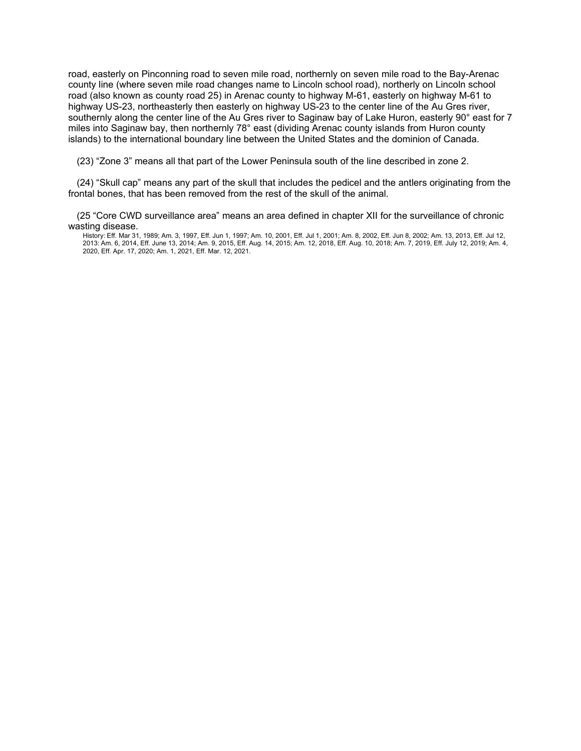road, easterly on Pinconning road to seven mile road, northernly on seven mile road to the Bay-Arenac county line (where seven mile road changes name to Lincoln school road), northerly on Lincoln school road (also known as county road 25) in Arenac county to highway M-61, easterly on highway M-61 to highway US-23, northeasterly then easterly on highway US-23 to the center line of the Au Gres river, southernly along the center line of the Au Gres river to Saginaw bay of Lake Huron, easterly 90° east for 7 miles into Saginaw bay, then northernly 78° east (dividing Arenac county islands from Huron county islands) to the international boundary line between the United States and the dominion of Canada.

(23) “Zone 3” means all that part of the Lower Peninsula south of the line described in zone 2.

(24) “Skull cap” means any part of the skull that includes the pedicel and the antlers originating from the frontal bones, that has been removed from the rest of the skull of the animal.

(25 “Core CWD surveillance area” means an area defined in chapter XII for the surveillance of chronic wasting disease.

History: Eff. Mar 31, 1989; Am. 3, 1997, Eff. Jun 1, 1997; Am. 10, 2001, Eff. Jul 1, 2001; Am. 8, 2002, Eff. Jun 8, 2002; Am. 13, 2013, Eff. Jul 12, 2013: Am. 6, 2014, Eff. June 13, 2014; Am. 9, 2015, Eff. Aug. 14, 2015; Am. 12, 2018, Eff. Aug. 10, 2018; Am. 7, 2019, Eff. July 12, 2019; Am. 4, 2020, Eff. Apr. 17, 2020; Am. 1, 2021, Eff. Mar. 12, 2021.